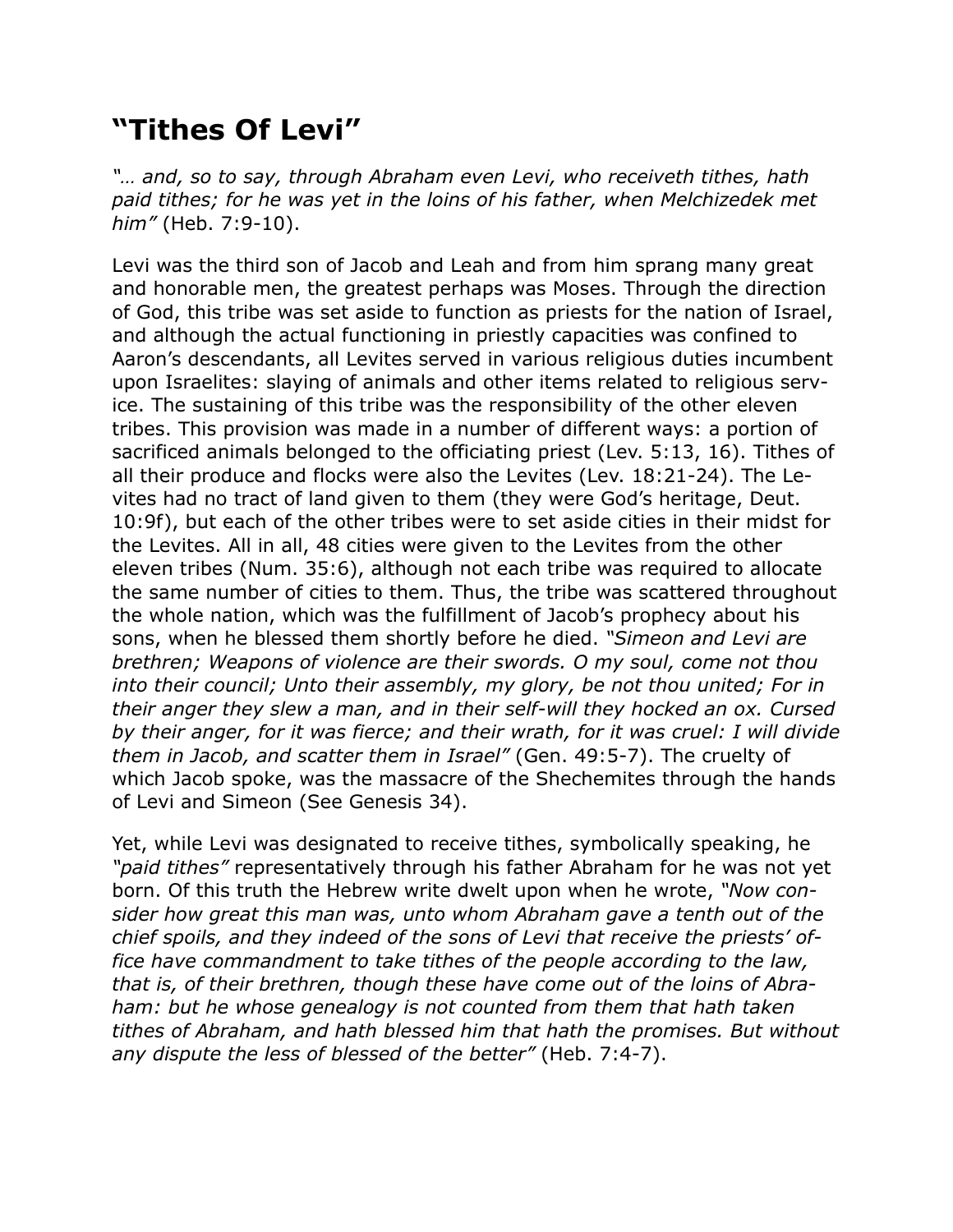# “Tithes Of Levi”

*“… and, so to say, through Abraham even Levi, who receiveth tithes, hath paid tithes; for he was yet in the loins of his father, when Melchizedek met him”* (Heb. 7:9-10).

Levi was the third son of Jacob and Leah and from him sprang many great and honorable men, the greatest perhaps was Moses. Through the direction of God, this tribe was set aside to function as priests for the nation of Israel, and although the actual functioning in priestly capacities was confined to Aaron’s descendants, all Levites served in various religious duties incumbent upon Israelites: slaying of animals and other items related to religious service. The sustaining of this tribe was the responsibility of the other eleven tribes. This provision was made in a number of different ways: a portion of sacrificed animals belonged to the officiating priest (Lev. 5:13, 16). Tithes of all their produce and flocks were also the Levites (Lev. 18:21-24). The Levites had no tract of land given to them (they were God’s heritage, Deut. 10:9f), but each of the other tribes were to set aside cities in their midst for the Levites. All in all, 48 cities were given to the Levites from the other eleven tribes (Num. 35:6), although not each tribe was required to allocate the same number of cities to them. Thus, the tribe was scattered throughout the whole nation, which was the fulfillment of Jacob’s prophecy about his sons, when he blessed them shortly before he died. *“Simeon and Levi are brethren; Weapons of violence are their swords. O my soul, come not thou into their council; Unto their assembly, my glory, be not thou united; For in their anger they slew a man, and in their self-will they hocked an ox. Cursed by their anger, for it was fierce; and their wrath, for it was cruel: I will divide them in Jacob, and scatter them in Israel”* (Gen. 49:5-7). The cruelty of which Jacob spoke, was the massacre of the Shechemites through the hands of Levi and Simeon (See Genesis 34).

Yet, while Levi was designated to receive tithes, symbolically speaking, he *“paid tithes”* representatively through his father Abraham for he was not yet born. Of this truth the Hebrew write dwelt upon when he wrote, *“Now consider how great this man was, unto whom Abraham gave a tenth out of the chief spoils, and they indeed of the sons of Levi that receive the priests’ office have commandment to take tithes of the people according to the law, that is, of their brethren, though these have come out of the loins of Abraham: but he whose genealogy is not counted from them that hath taken tithes of Abraham, and hath blessed him that hath the promises. But without any dispute the less of blessed of the better”* (Heb. 7:4-7).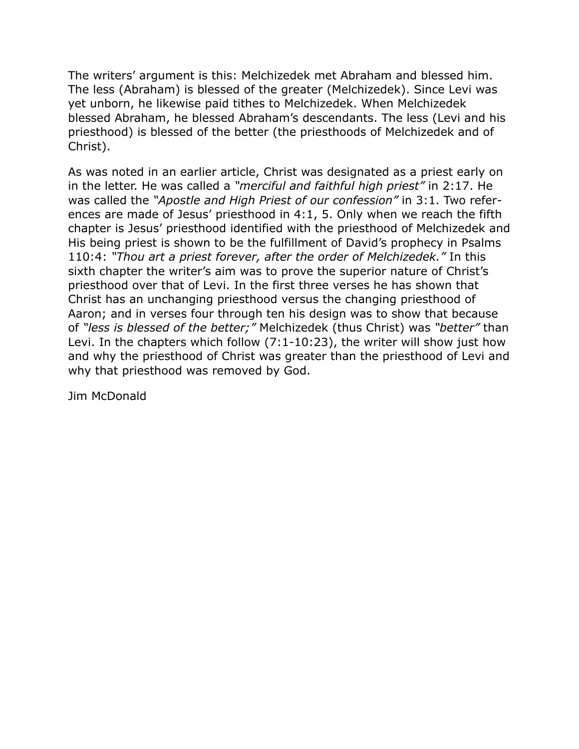The writers’ argument is this: Melchizedek met Abraham and blessed him. The less (Abraham) is blessed of the greater (Melchizedek). Since Levi was yet unborn, he likewise paid tithes to Melchizedek. When Melchizedek blessed Abraham, he blessed Abraham’s descendants. The less (Levi and his priesthood) is blessed of the better (the priesthoods of Melchizedek and of Christ).

As was noted in an earlier article, Christ was designated as a priest early on in the letter. He was called a *“merciful and faithful high priest”* in 2:17. He was called the *“Apostle and High Priest of our confession”* in 3:1. Two references are made of Jesus’ priesthood in 4:1, 5. Only when we reach the fifth chapter is Jesus’ priesthood identified with the priesthood of Melchizedek and His being priest is shown to be the fulfillment of David’s prophecy in Psalms 110:4: *“Thou art a priest forever, after the order of Melchizedek.”* In this sixth chapter the writer’s aim was to prove the superior nature of Christ’s priesthood over that of Levi. In the first three verses he has shown that Christ has an unchanging priesthood versus the changing priesthood of Aaron; and in verses four through ten his design was to show that because of *“less is blessed of the better;”* Melchizedek (thus Christ) was *“better”* than Levi. In the chapters which follow (7:1-10:23), the writer will show just how and why the priesthood of Christ was greater than the priesthood of Levi and why that priesthood was removed by God.

Jim McDonald